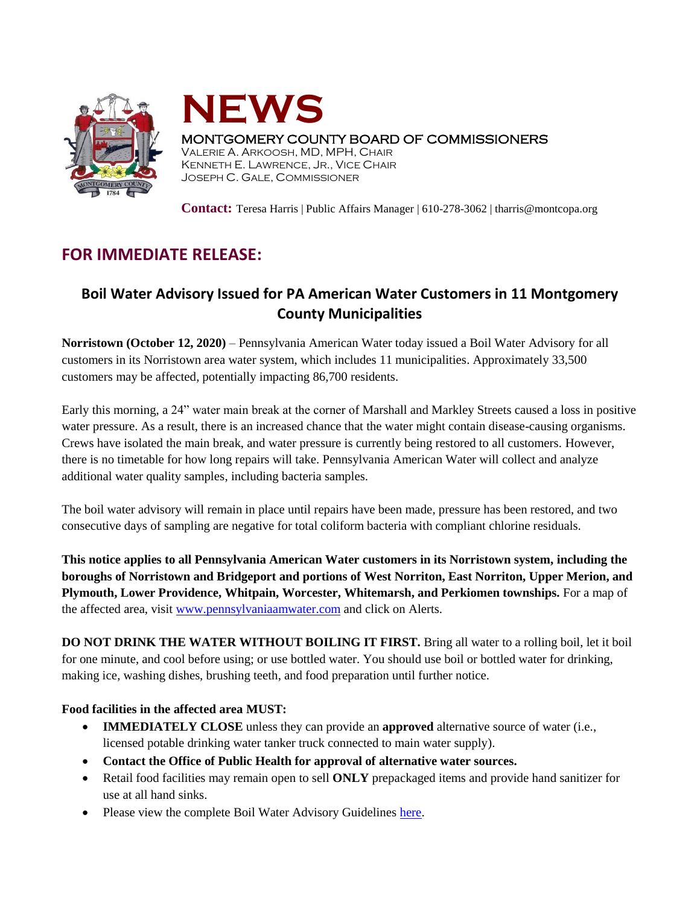# NEWS

MONTGOMERY COUNTY BOARD OF COMMISSIONERS
VALERIE A. ARKOOSH, MD, MPH, CHAIR
KENNETH E. LAWRENCE, JR., VICE CHAIR
JOSEPH C. GALE, COMMISSIONER

**Contact:** Teresa Harris | Public Affairs Manager | 610-278-3062 | tharris@montcopa.org

## FOR IMMEDIATE RELEASE:

### Boil Water Advisory Issued for PA American Water Customers in 11 Montgomery County Municipalities

**Norristown (October 12, 2020)** – Pennsylvania American Water today issued a Boil Water Advisory for all customers in its Norristown area water system, which includes 11 municipalities. Approximately 33,500 customers may be affected, potentially impacting 86,700 residents.

Early this morning, a 24" water main break at the corner of Marshall and Markley Streets caused a loss in positive water pressure. As a result, there is an increased chance that the water might contain disease-causing organisms. Crews have isolated the main break, and water pressure is currently being restored to all customers. However, there is no timetable for how long repairs will take. Pennsylvania American Water will collect and analyze additional water quality samples, including bacteria samples.

The boil water advisory will remain in place until repairs have been made, pressure has been restored, and two consecutive days of sampling are negative for total coliform bacteria with compliant chlorine residuals.

**This notice applies to all Pennsylvania American Water customers in its Norristown system, including the boroughs of Norristown and Bridgeport and portions of West Norriton, East Norriton, Upper Merion, and Plymouth, Lower Providence, Whitpain, Worcester, Whitemarsh, and Perkiomen townships.** For a map of the affected area, visit [www.pennsylvaniaamwater.com](www.pennsylvaniaamwater.com) and click on Alerts.

**DO NOT DRINK THE WATER WITHOUT BOILING IT FIRST.** Bring all water to a rolling boil, let it boil for one minute, and cool before using; or use bottled water. You should use boil or bottled water for drinking, making ice, washing dishes, brushing teeth, and food preparation until further notice.

**Food facilities in the affected area MUST:**

- **IMMEDIATELY CLOSE** unless they can provide an **approved** alternative source of water (i.e., licensed potable drinking water tanker truck connected to main water supply).
- **Contact the Office of Public Health for approval of alternative water sources.**
- Retail food facilities may remain open to sell **ONLY** prepackaged items and provide hand sanitizer for use at all hand sinks.
- Please view the complete Boil Water Advisory Guidelines here.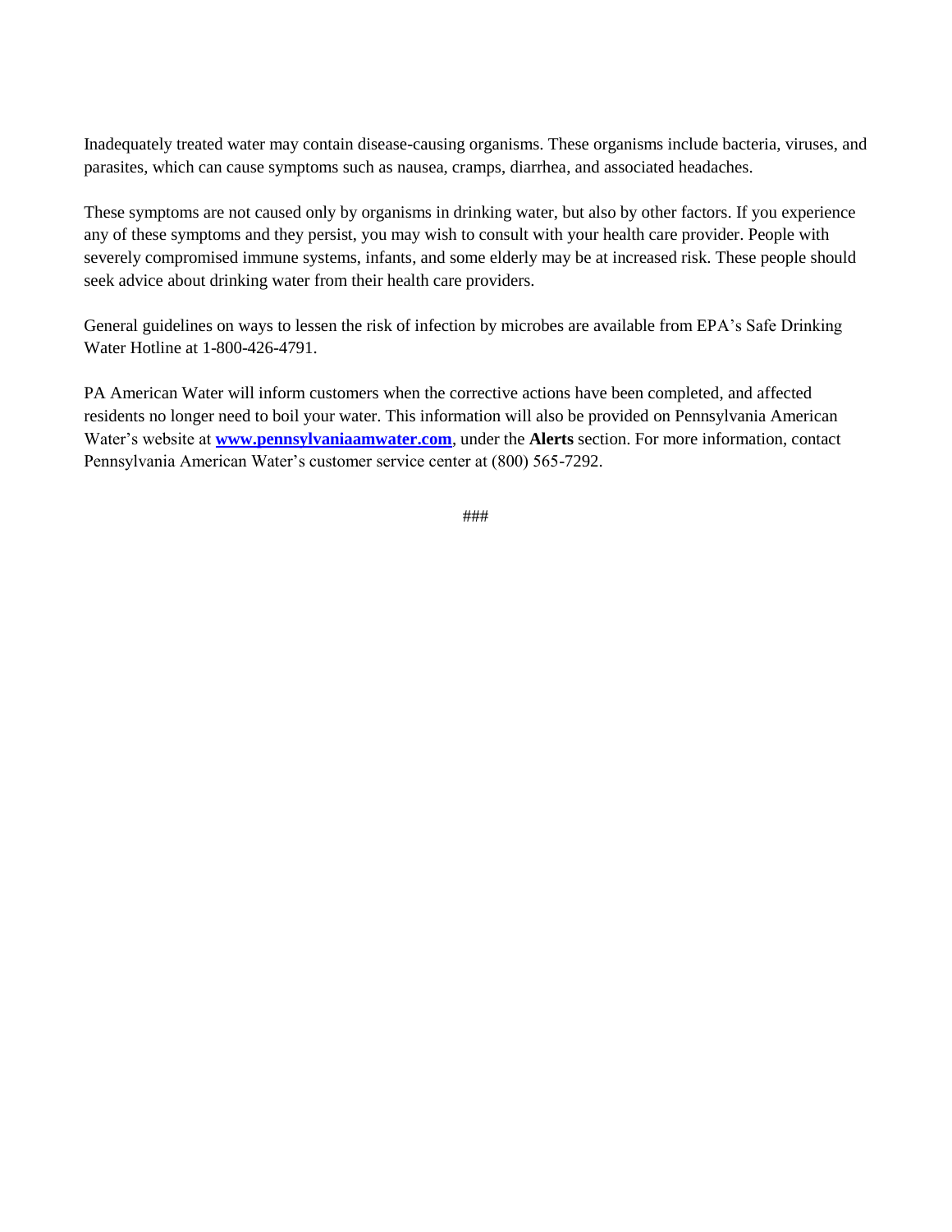Inadequately treated water may contain disease-causing organisms. These organisms include bacteria, viruses, and parasites, which can cause symptoms such as nausea, cramps, diarrhea, and associated headaches.

These symptoms are not caused only by organisms in drinking water, but also by other factors. If you experience any of these symptoms and they persist, you may wish to consult with your health care provider. People with severely compromised immune systems, infants, and some elderly may be at increased risk. These people should seek advice about drinking water from their health care providers.

General guidelines on ways to lessen the risk of infection by microbes are available from EPA's Safe Drinking Water Hotline at 1-800-426-4791.

PA American Water will inform customers when the corrective actions have been completed, and affected residents no longer need to boil your water. This information will also be provided on Pennsylvania American Water's website at **www.pennsylvaniaamwater.com**, under the **Alerts** section. For more information, contact Pennsylvania American Water's customer service center at (800) 565-7292.

###